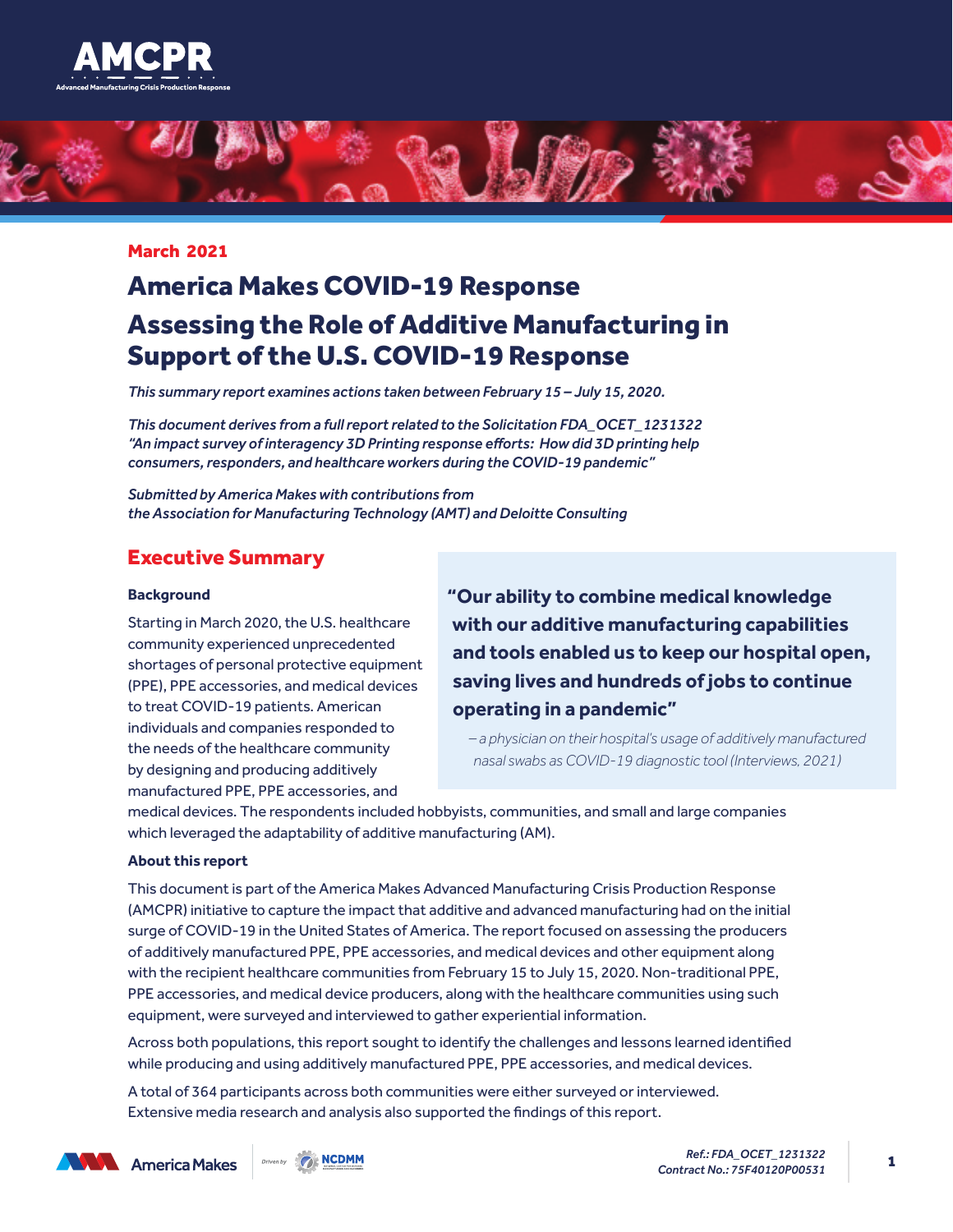AMCPR

Advanced Manufacturing Crisis Production Response

**March 2021**

# America Makes COVID-19 Response

# Assessing the Role of Additive Manufacturing in Support of the U.S. COVID-19 Response

*This summary report examines actions taken between February 15 – July 15, 2020.*

*This document derives from a full report related to the Solicitation FDA_OCET_1231322 "An impact survey of interagency 3D Printing response efforts: How did 3D printing help consumers, responders, and healthcare workers during the COVID-19 pandemic"*

*Submitted by America Makes with contributions from the Association for Manufacturing Technology (AMT) and Deloitte Consulting*

## Executive Summary

### Background

Starting in March 2020, the U.S. healthcare community experienced unprecedented shortages of personal protective equipment (PPE), PPE accessories, and medical devices to treat COVID-19 patients. American individuals and companies responded to the needs of the healthcare community by designing and producing additively manufactured PPE, PPE accessories, and medical devices. The respondents included hobbyists, communities, and small and large companies which leveraged the adaptability of additive manufacturing (AM).

> **"Our ability to combine medical knowledge with our additive manufacturing capabilities and tools enabled us to keep our hospital open, saving lives and hundreds of jobs to continue operating in a pandemic"**
>
> *– a physician on their hospital's usage of additively manufactured nasal swabs as COVID-19 diagnostic tool (Interviews, 2021)*

### About this report

This document is part of the America Makes Advanced Manufacturing Crisis Production Response (AMCPR) initiative to capture the impact that additive and advanced manufacturing had on the initial surge of COVID-19 in the United States of America. The report focused on assessing the producers of additively manufactured PPE, PPE accessories, and medical devices and other equipment along with the recipient healthcare communities from February 15 to July 15, 2020. Non-traditional PPE, PPE accessories, and medical device producers, along with the healthcare communities using such equipment, were surveyed and interviewed to gather experiential information.

Across both populations, this report sought to identify the challenges and lessons learned identified while producing and using additively manufactured PPE, PPE accessories, and medical devices.

A total of 364 participants across both communities were either surveyed or interviewed. Extensive media research and analysis also supported the findings of this report.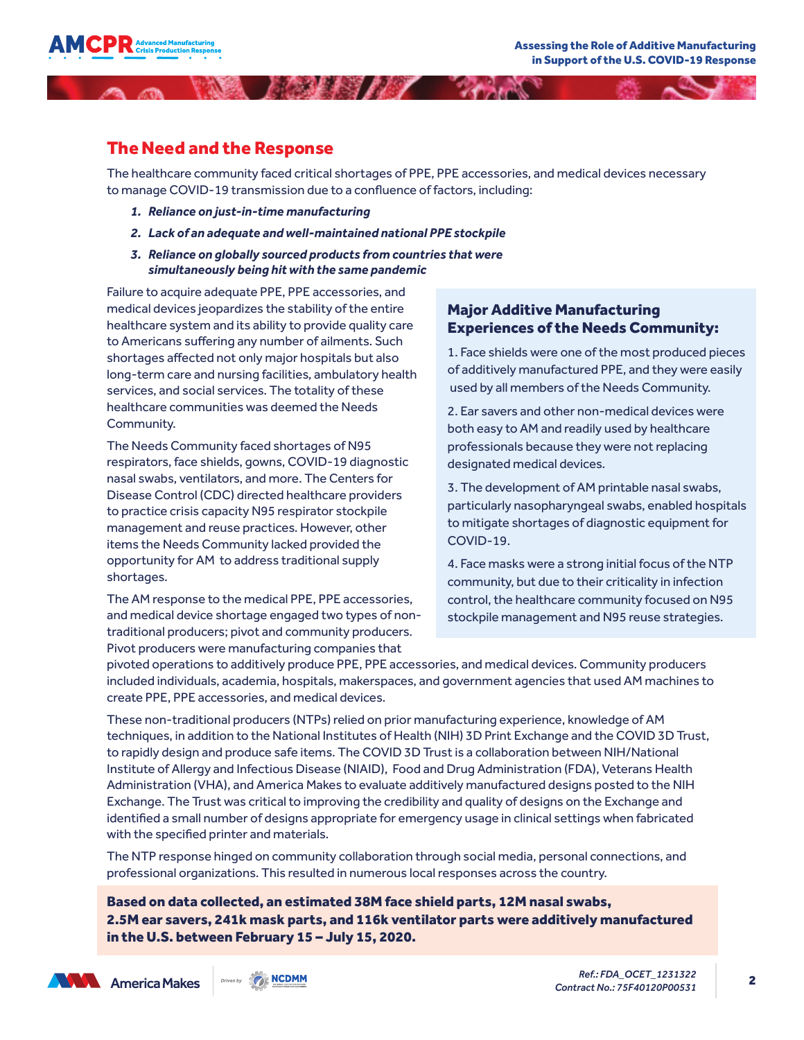## The Need and the Response

The healthcare community faced critical shortages of PPE, PPE accessories, and medical devices necessary to manage COVID-19 transmission due to a confluence of factors, including:

1. ***Reliance on just-in-time manufacturing***
2. ***Lack of an adequate and well-maintained national PPE stockpile***
3. ***Reliance on globally sourced products from countries that were simultaneously being hit with the same pandemic***

Failure to acquire adequate PPE, PPE accessories, and medical devices jeopardizes the stability of the entire healthcare system and its ability to provide quality care to Americans suffering any number of ailments. Such shortages affected not only major hospitals but also long-term care and nursing facilities, ambulatory health services, and social services. The totality of these healthcare communities was deemed the Needs Community.

The Needs Community faced shortages of N95 respirators, face shields, gowns, COVID-19 diagnostic nasal swabs, ventilators, and more. The Centers for Disease Control (CDC) directed healthcare providers to practice crisis capacity N95 respirator stockpile management and reuse practices. However, other items the Needs Community lacked provided the opportunity for AM to address traditional supply shortages.

The AM response to the medical PPE, PPE accessories, and medical device shortage engaged two types of non-traditional producers; pivot and community producers. Pivot producers were manufacturing companies that pivoted operations to additively produce PPE, PPE accessories, and medical devices. Community producers included individuals, academia, hospitals, makerspaces, and government agencies that used AM machines to create PPE, PPE accessories, and medical devices.

These non-traditional producers (NTPs) relied on prior manufacturing experience, knowledge of AM techniques, in addition to the National Institutes of Health (NIH) 3D Print Exchange and the COVID 3D Trust, to rapidly design and produce safe items. The COVID 3D Trust is a collaboration between NIH/National Institute of Allergy and Infectious Disease (NIAID), Food and Drug Administration (FDA), Veterans Health Administration (VHA), and America Makes to evaluate additively manufactured designs posted to the NIH Exchange. The Trust was critical to improving the credibility and quality of designs on the Exchange and identified a small number of designs appropriate for emergency usage in clinical settings when fabricated with the specified printer and materials.

The NTP response hinged on community collaboration through social media, personal connections, and professional organizations. This resulted in numerous local responses across the country.

### Major Additive Manufacturing Experiences of the Needs Community:

1. Face shields were one of the most produced pieces of additively manufactured PPE, and they were easily used by all members of the Needs Community.

2. Ear savers and other non-medical devices were both easy to AM and readily used by healthcare professionals because they were not replacing designated medical devices.

3. The development of AM printable nasal swabs, particularly nasopharyngeal swabs, enabled hospitals to mitigate shortages of diagnostic equipment for COVID-19.

4. Face masks were a strong initial focus of the NTP community, but due to their criticality in infection control, the healthcare community focused on N95 stockpile management and N95 reuse strategies.

**Based on data collected, an estimated 38M face shield parts, 12M nasal swabs, 2.5M ear savers, 241k mask parts, and 116k ventilator parts were additively manufactured in the U.S. between February 15 – July 15, 2020.**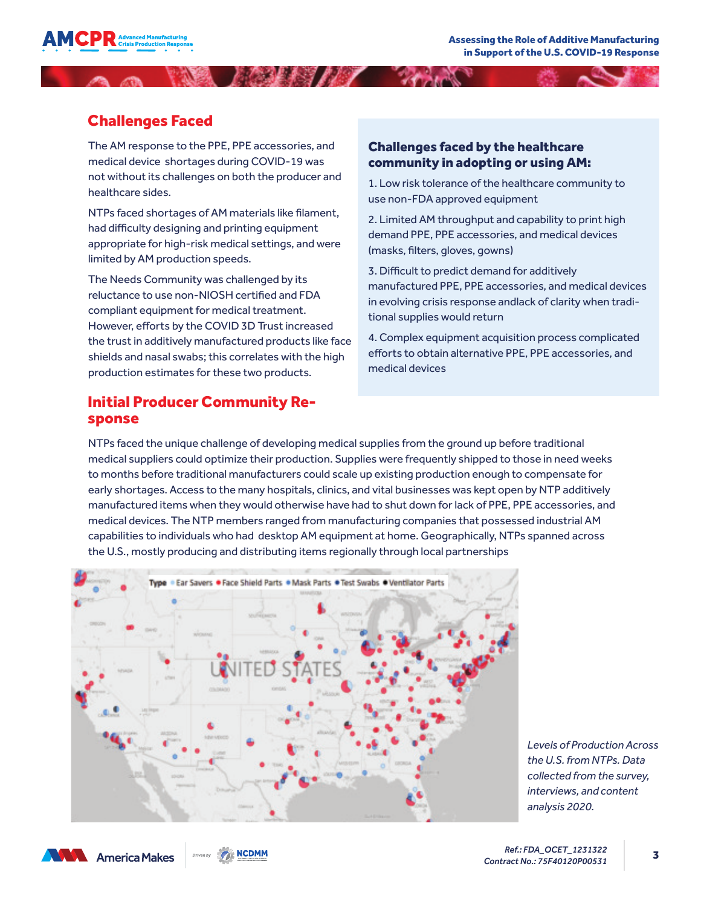## Challenges Faced

The AM response to the PPE, PPE accessories, and medical device shortages during COVID-19 was not without its challenges on both the producer and healthcare sides.

NTPs faced shortages of AM materials like filament, had difficulty designing and printing equipment appropriate for high-risk medical settings, and were limited by AM production speeds.

The Needs Community was challenged by its reluctance to use non-NIOSH certified and FDA compliant equipment for medical treatment. However, efforts by the COVID 3D Trust increased the trust in additively manufactured products like face shields and nasal swabs; this correlates with the high production estimates for these two products.

### Challenges faced by the healthcare community in adopting or using AM:

1. Low risk tolerance of the healthcare community to use non-FDA approved equipment
2. Limited AM throughput and capability to print high demand PPE, PPE accessories, and medical devices (masks, filters, gloves, gowns)
3. Difficult to predict demand for additively manufactured PPE, PPE accessories, and medical devices in evolving crisis response andlack of clarity when traditional supplies would return
4. Complex equipment acquisition process complicated efforts to obtain alternative PPE, PPE accessories, and medical devices

## Initial Producer Community Response

NTPs faced the unique challenge of developing medical supplies from the ground up before traditional medical suppliers could optimize their production. Supplies were frequently shipped to those in need weeks to months before traditional manufacturers could scale up existing production enough to compensate for early shortages. Access to the many hospitals, clinics, and vital businesses was kept open by NTP additively manufactured items when they would otherwise have had to shut down for lack of PPE, PPE accessories, and medical devices. The NTP members ranged from manufacturing companies that possessed industrial AM capabilities to individuals who had desktop AM equipment at home. Geographically, NTPs spanned across the U.S., mostly producing and distributing items regionally through local partnerships

*Levels of Production Across the U.S. from NTPs. Data collected from the survey, interviews, and content analysis 2020.*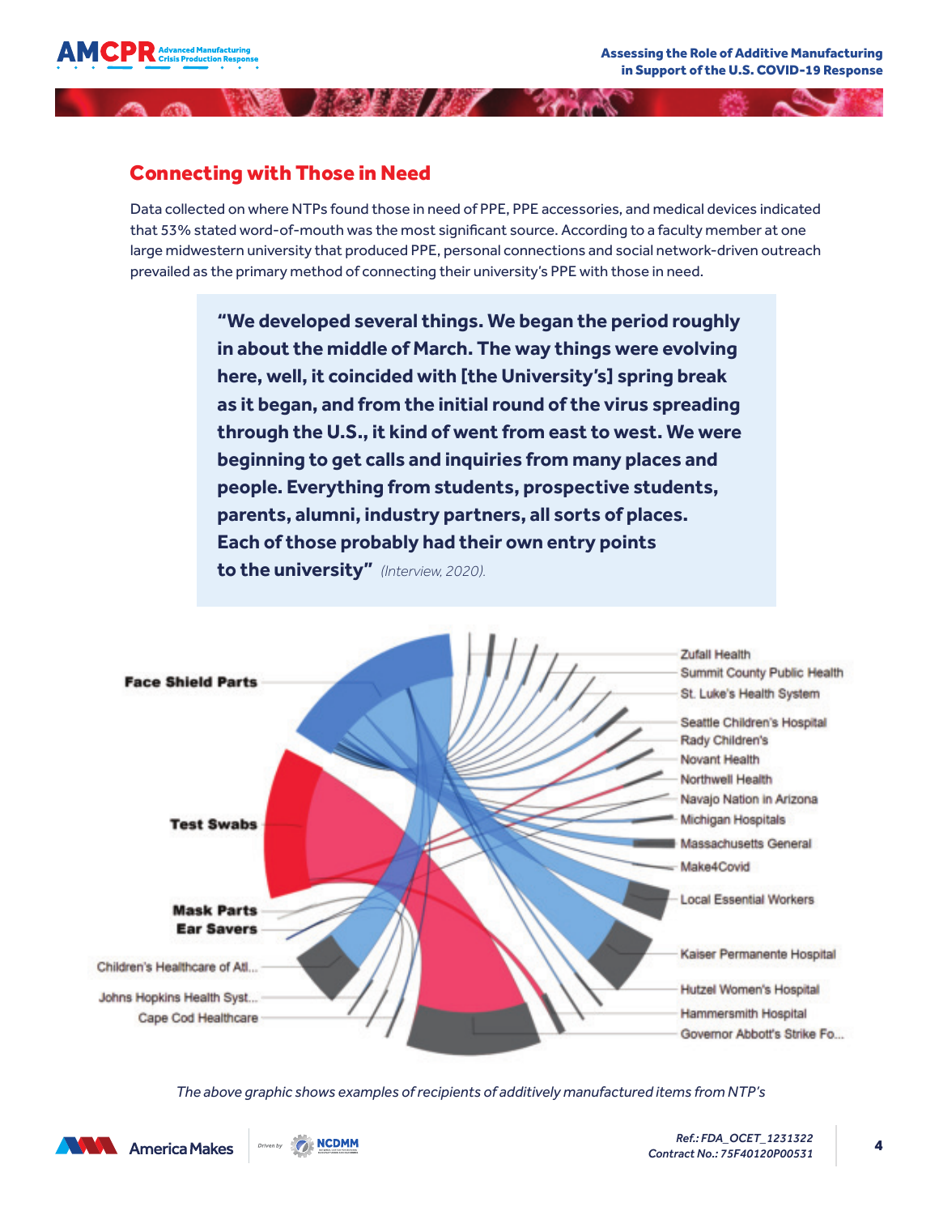## Connecting with Those in Need

Data collected on where NTPs found those in need of PPE, PPE accessories, and medical devices indicated that 53% stated word-of-mouth was the most significant source. According to a faculty member at one large midwestern university that produced PPE, personal connections and social network-driven outreach prevailed as the primary method of connecting their university's PPE with those in need.

> **"We developed several things. We began the period roughly in about the middle of March. The way things were evolving here, well, it coincided with [the University's] spring break as it began, and from the initial round of the virus spreading through the U.S., it kind of went from east to west. We were beginning to get calls and inquiries from many places and people. Everything from students, prospective students, parents, alumni, industry partners, all sorts of places. Each of those probably had their own entry points to the university"** *(Interview, 2020).*

Face Shield Parts
Test Swabs
Mask Parts
Ear Savers
Children's Healthcare of Atl...
Johns Hopkins Health Syst...
Cape Cod Healthcare
Zufall Health
Summit County Public Health
St. Luke's Health System
Seattle Children's Hospital
Rady Children's
Novant Health
Northwell Health
Navajo Nation in Arizona
Michigan Hospitals
Massachusetts General
Make4Covid
Local Essential Workers
Kaiser Permanente Hospital
Hutzel Women's Hospital
Hammersmith Hospital
Governor Abbott's Strike Fo...

*The above graphic shows examples of recipients of additively manufactured items from NTP's*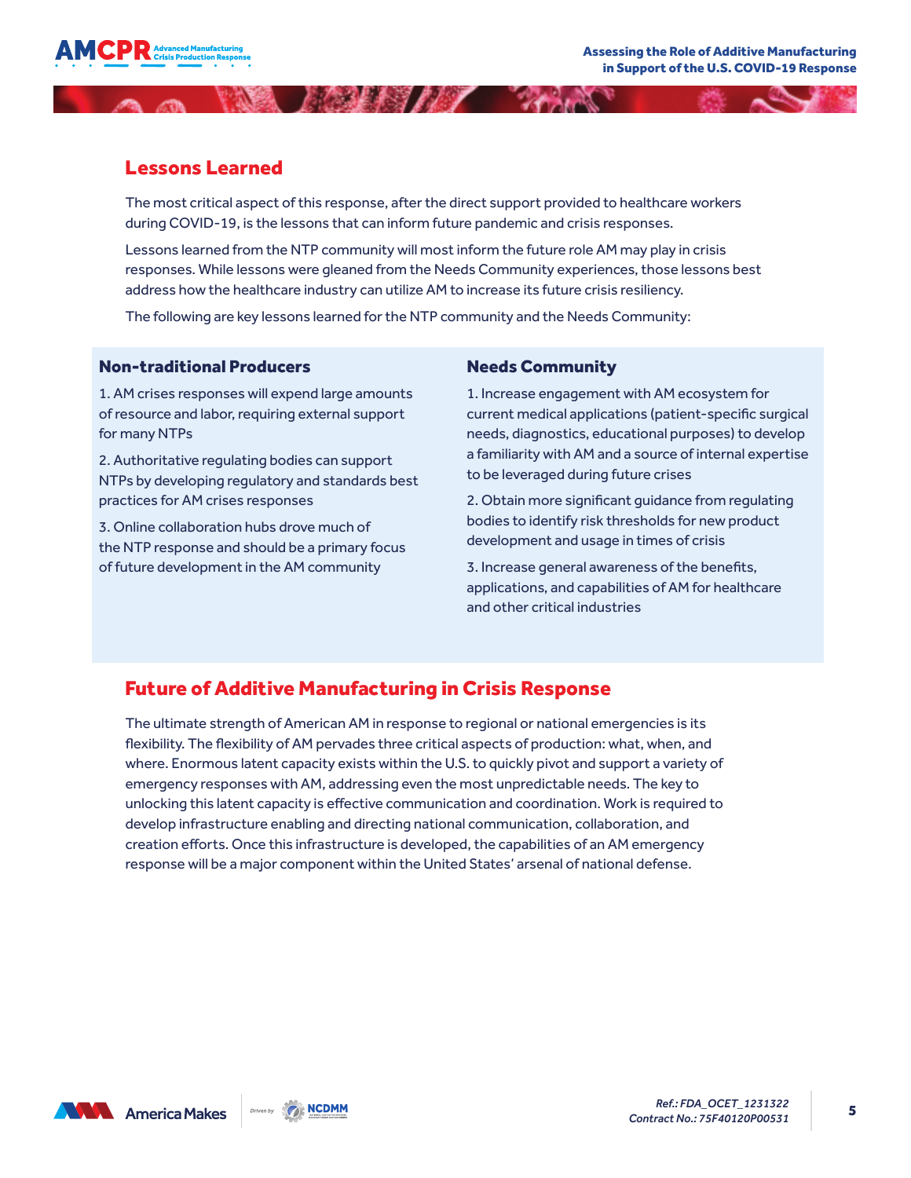## Lessons Learned

The most critical aspect of this response, after the direct support provided to healthcare workers during COVID-19, is the lessons that can inform future pandemic and crisis responses.

Lessons learned from the NTP community will most inform the future role AM may play in crisis responses. While lessons were gleaned from the Needs Community experiences, those lessons best address how the healthcare industry can utilize AM to increase its future crisis resiliency.

The following are key lessons learned for the NTP community and the Needs Community:

### Non-traditional Producers

1. AM crises responses will expend large amounts of resource and labor, requiring external support for many NTPs
2. Authoritative regulating bodies can support NTPs by developing regulatory and standards best practices for AM crises responses
3. Online collaboration hubs drove much of the NTP response and should be a primary focus of future development in the AM community

### Needs Community

1. Increase engagement with AM ecosystem for current medical applications (patient-specific surgical needs, diagnostics, educational purposes) to develop a familiarity with AM and a source of internal expertise to be leveraged during future crises
2. Obtain more significant guidance from regulating bodies to identify risk thresholds for new product development and usage in times of crisis
3. Increase general awareness of the benefits, applications, and capabilities of AM for healthcare and other critical industries

## Future of Additive Manufacturing in Crisis Response

The ultimate strength of American AM in response to regional or national emergencies is its flexibility. The flexibility of AM pervades three critical aspects of production: what, when, and where. Enormous latent capacity exists within the U.S. to quickly pivot and support a variety of emergency responses with AM, addressing even the most unpredictable needs. The key to unlocking this latent capacity is effective communication and coordination. Work is required to develop infrastructure enabling and directing national communication, collaboration, and creation efforts. Once this infrastructure is developed, the capabilities of an AM emergency response will be a major component within the United States' arsenal of national defense.